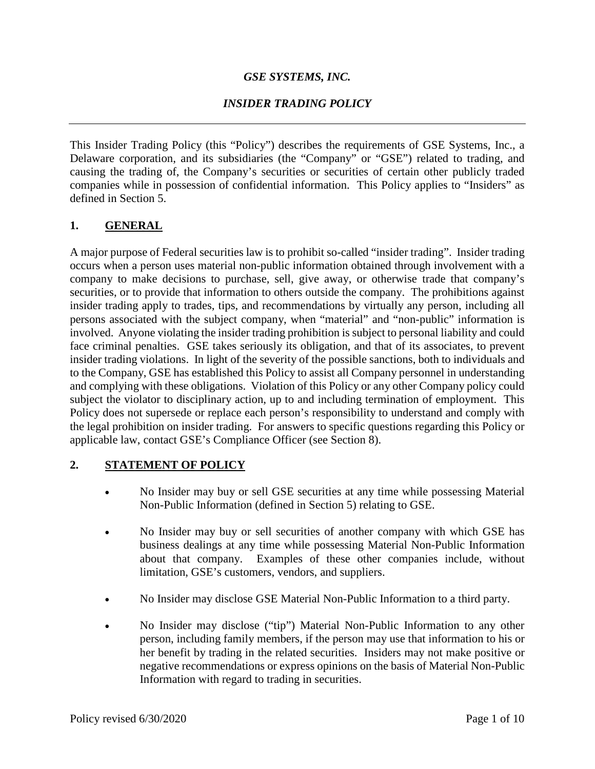# *GSE SYSTEMS, INC.*

## *INSIDER TRADING POLICY*

---

This Insider Trading Policy (this "Policy") describes the requirements of GSE Systems, Inc., a Delaware corporation, and its subsidiaries (the "Company" or "GSE") related to trading, and causing the trading of, the Company's securities or securities of certain other publicly traded companies while in possession of confidential information. This Policy applies to "Insiders" as defined in Section 5.

## 1. GENERAL

A major purpose of Federal securities law is to prohibit so-called "insider trading". Insider trading occurs when a person uses material non-public information obtained through involvement with a company to make decisions to purchase, sell, give away, or otherwise trade that company's securities, or to provide that information to others outside the company. The prohibitions against insider trading apply to trades, tips, and recommendations by virtually any person, including all persons associated with the subject company, when "material" and "non-public" information is involved. Anyone violating the insider trading prohibition is subject to personal liability and could face criminal penalties. GSE takes seriously its obligation, and that of its associates, to prevent insider trading violations. In light of the severity of the possible sanctions, both to individuals and to the Company, GSE has established this Policy to assist all Company personnel in understanding and complying with these obligations. Violation of this Policy or any other Company policy could subject the violator to disciplinary action, up to and including termination of employment. This Policy does not supersede or replace each person's responsibility to understand and comply with the legal prohibition on insider trading. For answers to specific questions regarding this Policy or applicable law, contact GSE's Compliance Officer (see Section 8).

## 2. STATEMENT OF POLICY

- No Insider may buy or sell GSE securities at any time while possessing Material Non-Public Information (defined in Section 5) relating to GSE.
- No Insider may buy or sell securities of another company with which GSE has business dealings at any time while possessing Material Non-Public Information about that company. Examples of these other companies include, without limitation, GSE's customers, vendors, and suppliers.
- No Insider may disclose GSE Material Non-Public Information to a third party.
- No Insider may disclose ("tip") Material Non-Public Information to any other person, including family members, if the person may use that information to his or her benefit by trading in the related securities. Insiders may not make positive or negative recommendations or express opinions on the basis of Material Non-Public Information with regard to trading in securities.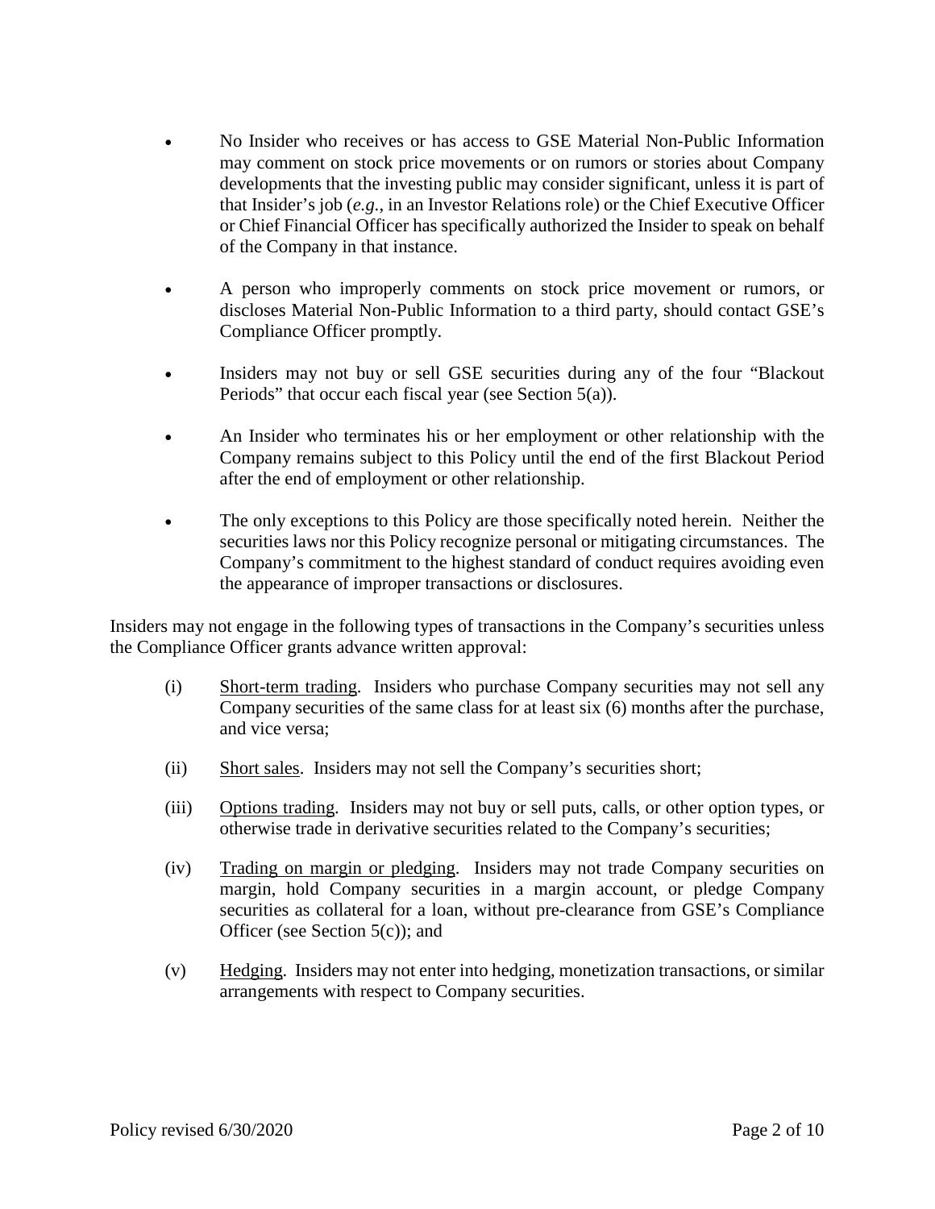- No Insider who receives or has access to GSE Material Non-Public Information may comment on stock price movements or on rumors or stories about Company developments that the investing public may consider significant, unless it is part of that Insider's job (*e.g.*, in an Investor Relations role) or the Chief Executive Officer or Chief Financial Officer has specifically authorized the Insider to speak on behalf of the Company in that instance.

- A person who improperly comments on stock price movement or rumors, or discloses Material Non-Public Information to a third party, should contact GSE's Compliance Officer promptly.

- Insiders may not buy or sell GSE securities during any of the four "Blackout Periods" that occur each fiscal year (see Section 5(a)).

- An Insider who terminates his or her employment or other relationship with the Company remains subject to this Policy until the end of the first Blackout Period after the end of employment or other relationship.

- The only exceptions to this Policy are those specifically noted herein. Neither the securities laws nor this Policy recognize personal or mitigating circumstances. The Company's commitment to the highest standard of conduct requires avoiding even the appearance of improper transactions or disclosures.

Insiders may not engage in the following types of transactions in the Company's securities unless the Compliance Officer grants advance written approval:

(i) <u>Short-term trading</u>. Insiders who purchase Company securities may not sell any Company securities of the same class for at least six (6) months after the purchase, and vice versa;

(ii) <u>Short sales</u>. Insiders may not sell the Company's securities short;

(iii) <u>Options trading</u>. Insiders may not buy or sell puts, calls, or other option types, or otherwise trade in derivative securities related to the Company's securities;

(iv) <u>Trading on margin or pledging</u>. Insiders may not trade Company securities on margin, hold Company securities in a margin account, or pledge Company securities as collateral for a loan, without pre-clearance from GSE's Compliance Officer (see Section 5(c)); and

(v) <u>Hedging</u>. Insiders may not enter into hedging, monetization transactions, or similar arrangements with respect to Company securities.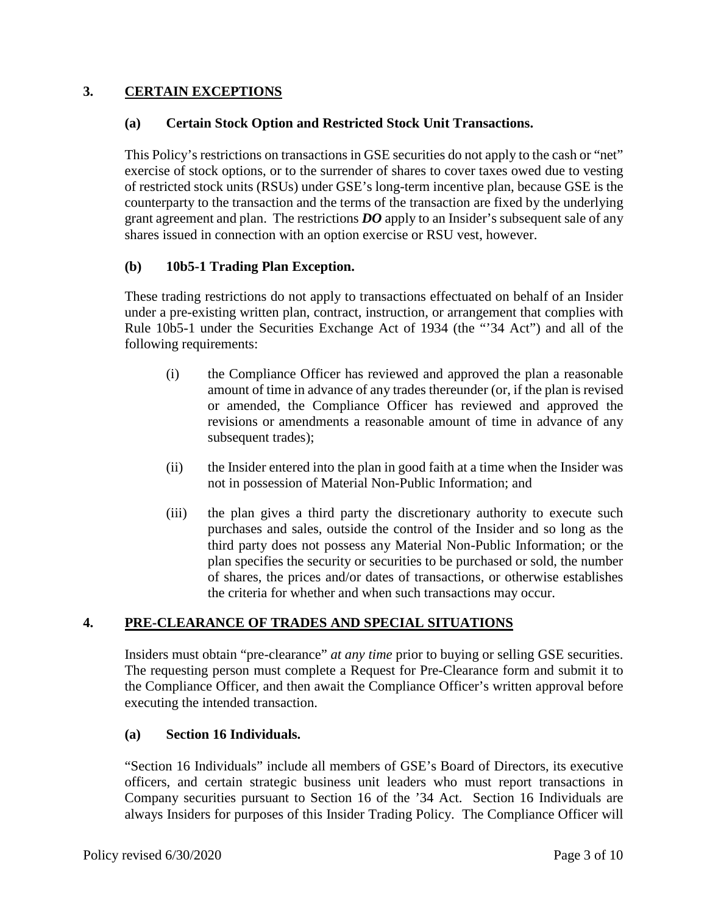## 3. CERTAIN EXCEPTIONS

### (a) Certain Stock Option and Restricted Stock Unit Transactions.

This Policy's restrictions on transactions in GSE securities do not apply to the cash or "net" exercise of stock options, or to the surrender of shares to cover taxes owed due to vesting of restricted stock units (RSUs) under GSE's long-term incentive plan, because GSE is the counterparty to the transaction and the terms of the transaction are fixed by the underlying grant agreement and plan. The restrictions ***DO*** apply to an Insider's subsequent sale of any shares issued in connection with an option exercise or RSU vest, however.

### (b) 10b5-1 Trading Plan Exception.

These trading restrictions do not apply to transactions effectuated on behalf of an Insider under a pre-existing written plan, contract, instruction, or arrangement that complies with Rule 10b5-1 under the Securities Exchange Act of 1934 (the "'34 Act") and all of the following requirements:

(i) the Compliance Officer has reviewed and approved the plan a reasonable amount of time in advance of any trades thereunder (or, if the plan is revised or amended, the Compliance Officer has reviewed and approved the revisions or amendments a reasonable amount of time in advance of any subsequent trades);

(ii) the Insider entered into the plan in good faith at a time when the Insider was not in possession of Material Non-Public Information; and

(iii) the plan gives a third party the discretionary authority to execute such purchases and sales, outside the control of the Insider and so long as the third party does not possess any Material Non-Public Information; or the plan specifies the security or securities to be purchased or sold, the number of shares, the prices and/or dates of transactions, or otherwise establishes the criteria for whether and when such transactions may occur.

## 4. PRE-CLEARANCE OF TRADES AND SPECIAL SITUATIONS

Insiders must obtain "pre-clearance" *at any time* prior to buying or selling GSE securities. The requesting person must complete a Request for Pre-Clearance form and submit it to the Compliance Officer, and then await the Compliance Officer's written approval before executing the intended transaction.

### (a) Section 16 Individuals.

"Section 16 Individuals" include all members of GSE's Board of Directors, its executive officers, and certain strategic business unit leaders who must report transactions in Company securities pursuant to Section 16 of the '34 Act. Section 16 Individuals are always Insiders for purposes of this Insider Trading Policy. The Compliance Officer will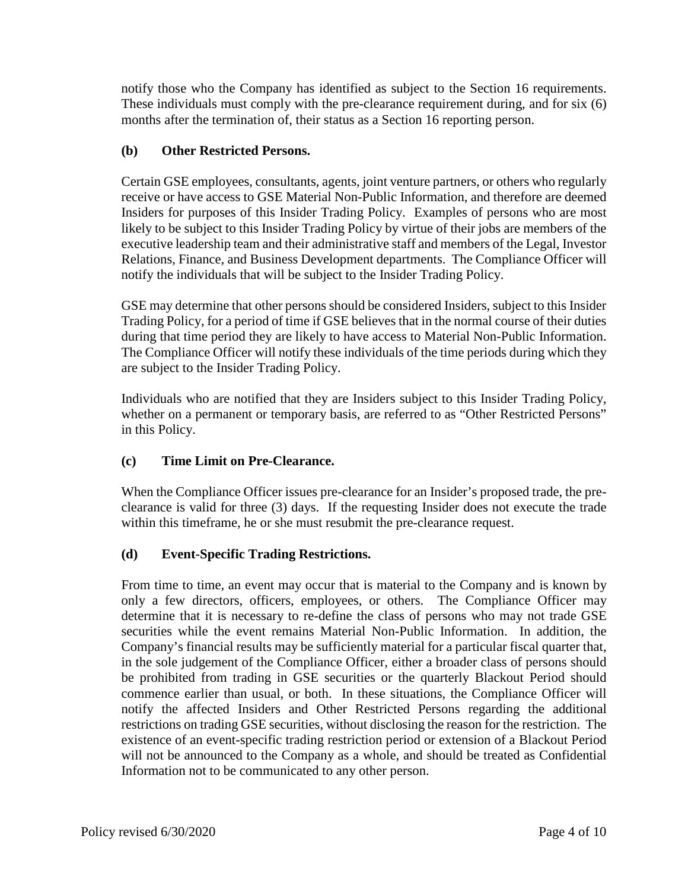notify those who the Company has identified as subject to the Section 16 requirements. These individuals must comply with the pre-clearance requirement during, and for six (6) months after the termination of, their status as a Section 16 reporting person.

### (b) Other Restricted Persons.

Certain GSE employees, consultants, agents, joint venture partners, or others who regularly receive or have access to GSE Material Non-Public Information, and therefore are deemed Insiders for purposes of this Insider Trading Policy. Examples of persons who are most likely to be subject to this Insider Trading Policy by virtue of their jobs are members of the executive leadership team and their administrative staff and members of the Legal, Investor Relations, Finance, and Business Development departments. The Compliance Officer will notify the individuals that will be subject to the Insider Trading Policy.

GSE may determine that other persons should be considered Insiders, subject to this Insider Trading Policy, for a period of time if GSE believes that in the normal course of their duties during that time period they are likely to have access to Material Non-Public Information. The Compliance Officer will notify these individuals of the time periods during which they are subject to the Insider Trading Policy.

Individuals who are notified that they are Insiders subject to this Insider Trading Policy, whether on a permanent or temporary basis, are referred to as "Other Restricted Persons" in this Policy.

### (c) Time Limit on Pre-Clearance.

When the Compliance Officer issues pre-clearance for an Insider's proposed trade, the pre-clearance is valid for three (3) days. If the requesting Insider does not execute the trade within this timeframe, he or she must resubmit the pre-clearance request.

### (d) Event-Specific Trading Restrictions.

From time to time, an event may occur that is material to the Company and is known by only a few directors, officers, employees, or others. The Compliance Officer may determine that it is necessary to re-define the class of persons who may not trade GSE securities while the event remains Material Non-Public Information. In addition, the Company's financial results may be sufficiently material for a particular fiscal quarter that, in the sole judgement of the Compliance Officer, either a broader class of persons should be prohibited from trading in GSE securities or the quarterly Blackout Period should commence earlier than usual, or both. In these situations, the Compliance Officer will notify the affected Insiders and Other Restricted Persons regarding the additional restrictions on trading GSE securities, without disclosing the reason for the restriction. The existence of an event-specific trading restriction period or extension of a Blackout Period will not be announced to the Company as a whole, and should be treated as Confidential Information not to be communicated to any other person.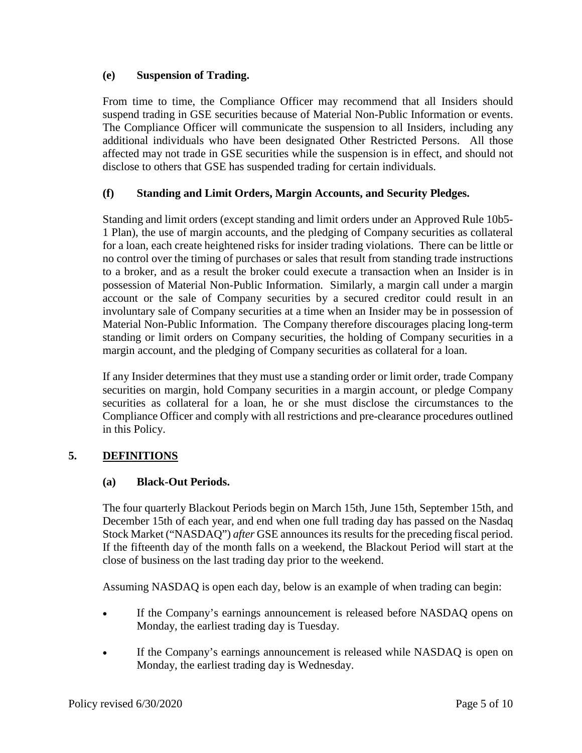### (e) Suspension of Trading.

From time to time, the Compliance Officer may recommend that all Insiders should suspend trading in GSE securities because of Material Non-Public Information or events. The Compliance Officer will communicate the suspension to all Insiders, including any additional individuals who have been designated Other Restricted Persons. All those affected may not trade in GSE securities while the suspension is in effect, and should not disclose to others that GSE has suspended trading for certain individuals.

### (f) Standing and Limit Orders, Margin Accounts, and Security Pledges.

Standing and limit orders (except standing and limit orders under an Approved Rule 10b5-1 Plan), the use of margin accounts, and the pledging of Company securities as collateral for a loan, each create heightened risks for insider trading violations. There can be little or no control over the timing of purchases or sales that result from standing trade instructions to a broker, and as a result the broker could execute a transaction when an Insider is in possession of Material Non-Public Information. Similarly, a margin call under a margin account or the sale of Company securities by a secured creditor could result in an involuntary sale of Company securities at a time when an Insider may be in possession of Material Non-Public Information. The Company therefore discourages placing long-term standing or limit orders on Company securities, the holding of Company securities in a margin account, and the pledging of Company securities as collateral for a loan.

If any Insider determines that they must use a standing order or limit order, trade Company securities on margin, hold Company securities in a margin account, or pledge Company securities as collateral for a loan, he or she must disclose the circumstances to the Compliance Officer and comply with all restrictions and pre-clearance procedures outlined in this Policy.

## 5. DEFINITIONS

### (a) Black-Out Periods.

The four quarterly Blackout Periods begin on March 15th, June 15th, September 15th, and December 15th of each year, and end when one full trading day has passed on the Nasdaq Stock Market ("NASDAQ") *after* GSE announces its results for the preceding fiscal period. If the fifteenth day of the month falls on a weekend, the Blackout Period will start at the close of business on the last trading day prior to the weekend.

Assuming NASDAQ is open each day, below is an example of when trading can begin:

- If the Company's earnings announcement is released before NASDAQ opens on Monday, the earliest trading day is Tuesday.
- If the Company's earnings announcement is released while NASDAQ is open on Monday, the earliest trading day is Wednesday.

Policy revised 6/30/2020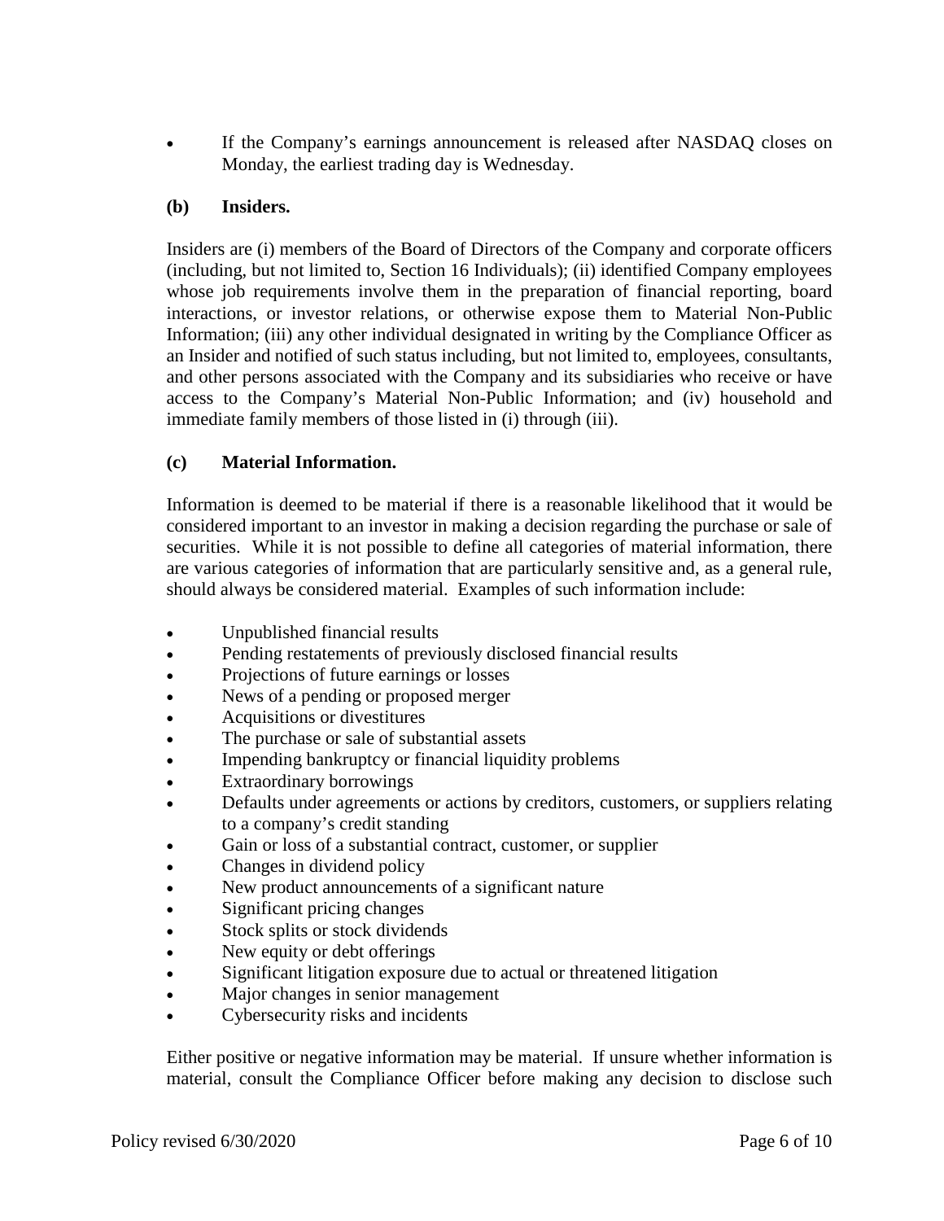- If the Company's earnings announcement is released after NASDAQ closes on Monday, the earliest trading day is Wednesday.

### (b) Insiders.

Insiders are (i) members of the Board of Directors of the Company and corporate officers (including, but not limited to, Section 16 Individuals); (ii) identified Company employees whose job requirements involve them in the preparation of financial reporting, board interactions, or investor relations, or otherwise expose them to Material Non-Public Information; (iii) any other individual designated in writing by the Compliance Officer as an Insider and notified of such status including, but not limited to, employees, consultants, and other persons associated with the Company and its subsidiaries who receive or have access to the Company's Material Non-Public Information; and (iv) household and immediate family members of those listed in (i) through (iii).

### (c) Material Information.

Information is deemed to be material if there is a reasonable likelihood that it would be considered important to an investor in making a decision regarding the purchase or sale of securities. While it is not possible to define all categories of material information, there are various categories of information that are particularly sensitive and, as a general rule, should always be considered material. Examples of such information include:

- Unpublished financial results
- Pending restatements of previously disclosed financial results
- Projections of future earnings or losses
- News of a pending or proposed merger
- Acquisitions or divestitures
- The purchase or sale of substantial assets
- Impending bankruptcy or financial liquidity problems
- Extraordinary borrowings
- Defaults under agreements or actions by creditors, customers, or suppliers relating to a company's credit standing
- Gain or loss of a substantial contract, customer, or supplier
- Changes in dividend policy
- New product announcements of a significant nature
- Significant pricing changes
- Stock splits or stock dividends
- New equity or debt offerings
- Significant litigation exposure due to actual or threatened litigation
- Major changes in senior management
- Cybersecurity risks and incidents

Either positive or negative information may be material. If unsure whether information is material, consult the Compliance Officer before making any decision to disclose such

Policy revised 6/30/2020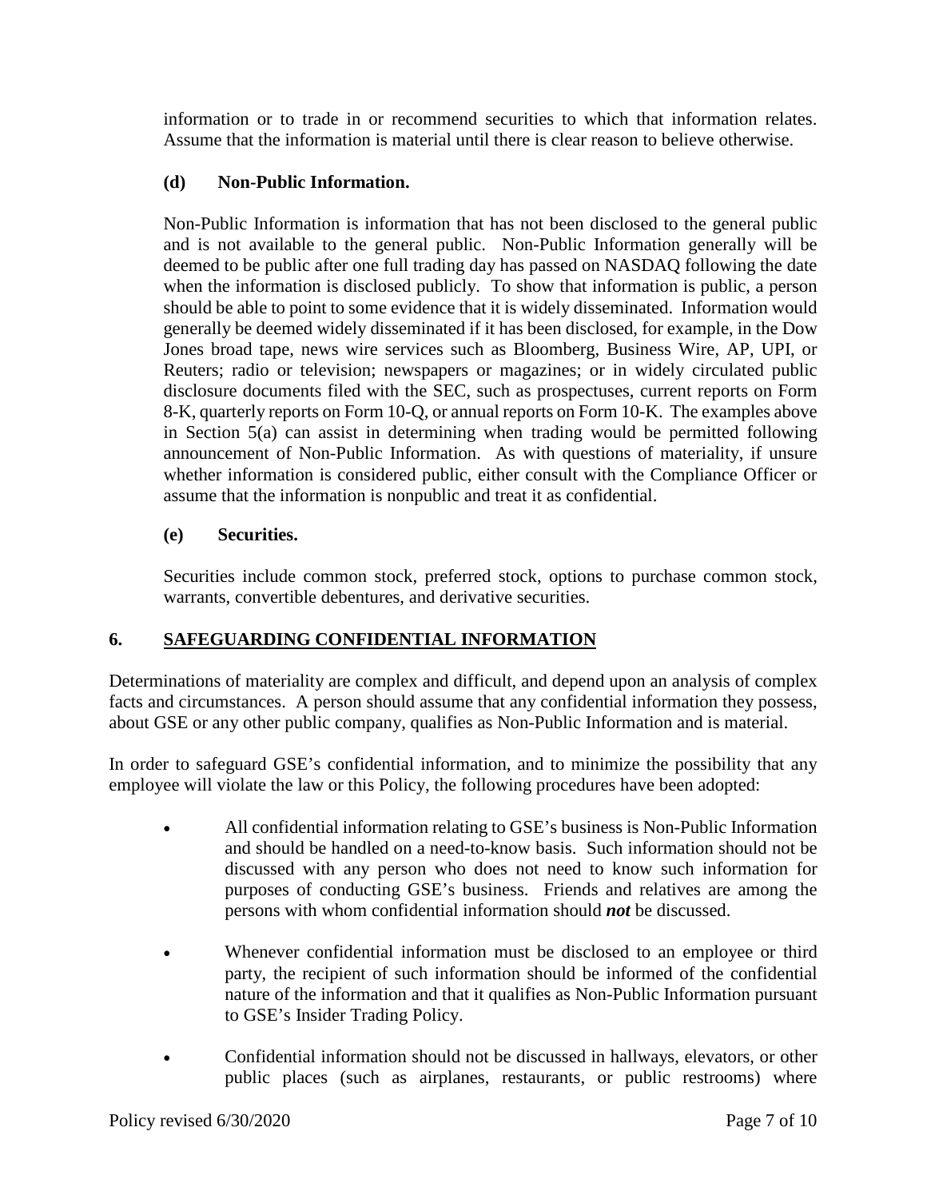information or to trade in or recommend securities to which that information relates. Assume that the information is material until there is clear reason to believe otherwise.

### (d) Non-Public Information.

Non-Public Information is information that has not been disclosed to the general public and is not available to the general public. Non-Public Information generally will be deemed to be public after one full trading day has passed on NASDAQ following the date when the information is disclosed publicly. To show that information is public, a person should be able to point to some evidence that it is widely disseminated. Information would generally be deemed widely disseminated if it has been disclosed, for example, in the Dow Jones broad tape, news wire services such as Bloomberg, Business Wire, AP, UPI, or Reuters; radio or television; newspapers or magazines; or in widely circulated public disclosure documents filed with the SEC, such as prospectuses, current reports on Form 8-K, quarterly reports on Form 10-Q, or annual reports on Form 10-K. The examples above in Section 5(a) can assist in determining when trading would be permitted following announcement of Non-Public Information. As with questions of materiality, if unsure whether information is considered public, either consult with the Compliance Officer or assume that the information is nonpublic and treat it as confidential.

### (e) Securities.

Securities include common stock, preferred stock, options to purchase common stock, warrants, convertible debentures, and derivative securities.

## 6. SAFEGUARDING CONFIDENTIAL INFORMATION

Determinations of materiality are complex and difficult, and depend upon an analysis of complex facts and circumstances. A person should assume that any confidential information they possess, about GSE or any other public company, qualifies as Non-Public Information and is material.

In order to safeguard GSE's confidential information, and to minimize the possibility that any employee will violate the law or this Policy, the following procedures have been adopted:

- All confidential information relating to GSE's business is Non-Public Information and should be handled on a need-to-know basis. Such information should not be discussed with any person who does not need to know such information for purposes of conducting GSE's business. Friends and relatives are among the persons with whom confidential information should ***not*** be discussed.

- Whenever confidential information must be disclosed to an employee or third party, the recipient of such information should be informed of the confidential nature of the information and that it qualifies as Non-Public Information pursuant to GSE's Insider Trading Policy.

- Confidential information should not be discussed in hallways, elevators, or other public places (such as airplanes, restaurants, or public restrooms) where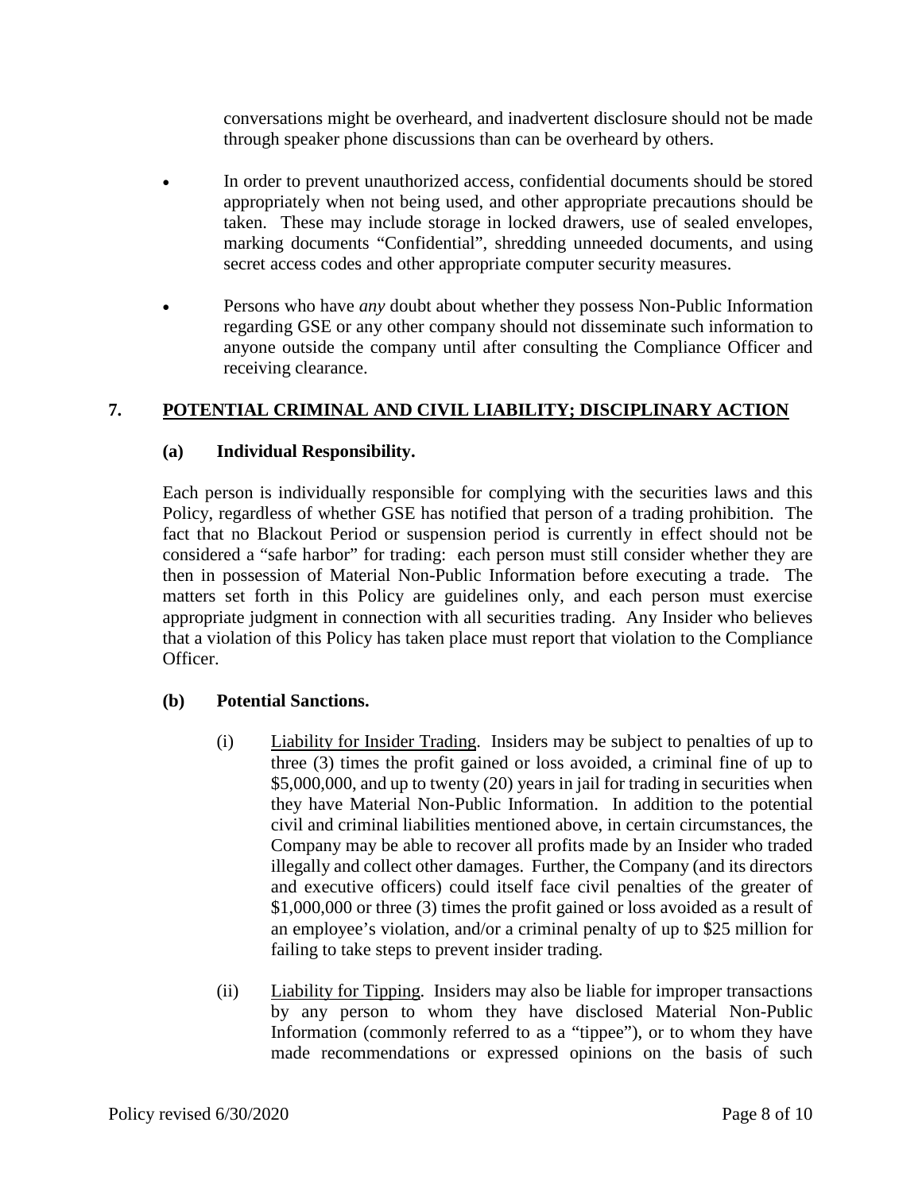conversations might be overheard, and inadvertent disclosure should not be made through speaker phone discussions than can be overheard by others.

- In order to prevent unauthorized access, confidential documents should be stored appropriately when not being used, and other appropriate precautions should be taken. These may include storage in locked drawers, use of sealed envelopes, marking documents "Confidential", shredding unneeded documents, and using secret access codes and other appropriate computer security measures.

- Persons who have *any* doubt about whether they possess Non-Public Information regarding GSE or any other company should not disseminate such information to anyone outside the company until after consulting the Compliance Officer and receiving clearance.

## 7. POTENTIAL CRIMINAL AND CIVIL LIABILITY; DISCIPLINARY ACTION

### (a) Individual Responsibility.

Each person is individually responsible for complying with the securities laws and this Policy, regardless of whether GSE has notified that person of a trading prohibition. The fact that no Blackout Period or suspension period is currently in effect should not be considered a "safe harbor" for trading: each person must still consider whether they are then in possession of Material Non-Public Information before executing a trade. The matters set forth in this Policy are guidelines only, and each person must exercise appropriate judgment in connection with all securities trading. Any Insider who believes that a violation of this Policy has taken place must report that violation to the Compliance Officer.

### (b) Potential Sanctions.

(i) Liability for Insider Trading. Insiders may be subject to penalties of up to three (3) times the profit gained or loss avoided, a criminal fine of up to $5,000,000, and up to twenty (20) years in jail for trading in securities when they have Material Non-Public Information. In addition to the potential civil and criminal liabilities mentioned above, in certain circumstances, the Company may be able to recover all profits made by an Insider who traded illegally and collect other damages. Further, the Company (and its directors and executive officers) could itself face civil penalties of the greater of $1,000,000 or three (3) times the profit gained or loss avoided as a result of an employee's violation, and/or a criminal penalty of up to $25 million for failing to take steps to prevent insider trading.

(ii) Liability for Tipping. Insiders may also be liable for improper transactions by any person to whom they have disclosed Material Non-Public Information (commonly referred to as a "tippee"), or to whom they have made recommendations or expressed opinions on the basis of such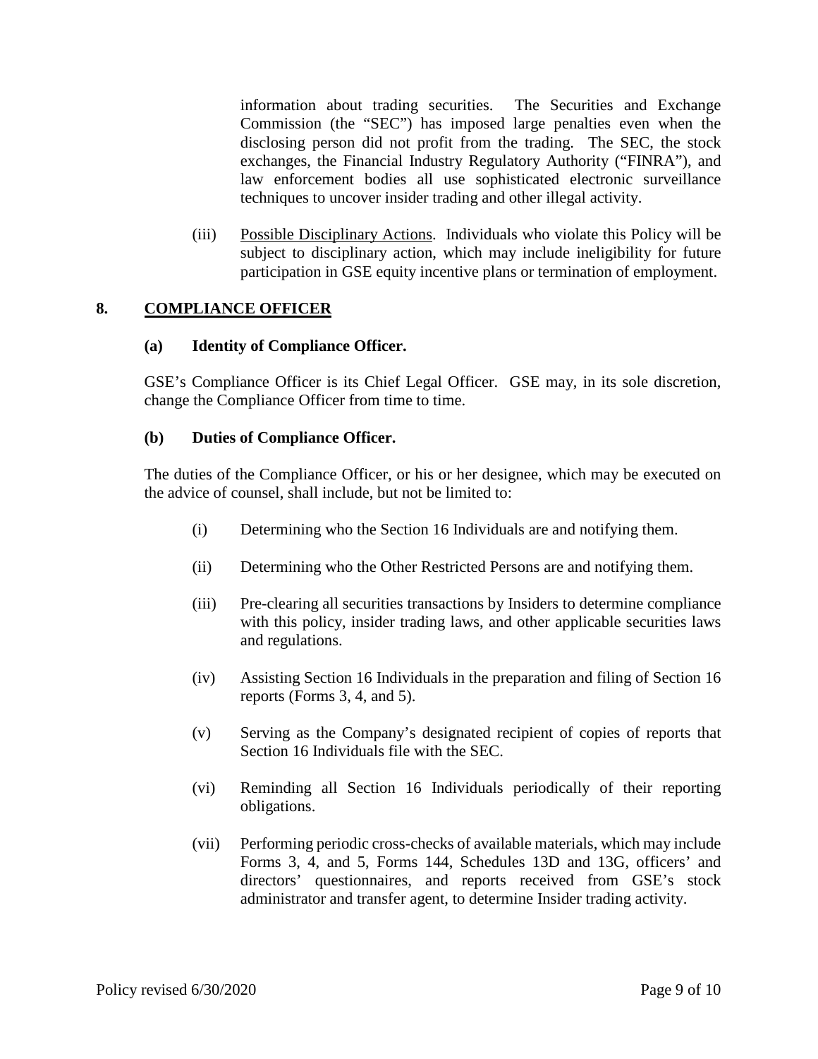information about trading securities. The Securities and Exchange Commission (the "SEC") has imposed large penalties even when the disclosing person did not profit from the trading. The SEC, the stock exchanges, the Financial Industry Regulatory Authority ("FINRA"), and law enforcement bodies all use sophisticated electronic surveillance techniques to uncover insider trading and other illegal activity.

(iii) Possible Disciplinary Actions. Individuals who violate this Policy will be subject to disciplinary action, which may include ineligibility for future participation in GSE equity incentive plans or termination of employment.

## 8. COMPLIANCE OFFICER

### (a) Identity of Compliance Officer.

GSE's Compliance Officer is its Chief Legal Officer. GSE may, in its sole discretion, change the Compliance Officer from time to time.

### (b) Duties of Compliance Officer.

The duties of the Compliance Officer, or his or her designee, which may be executed on the advice of counsel, shall include, but not be limited to:

(i) Determining who the Section 16 Individuals are and notifying them.

(ii) Determining who the Other Restricted Persons are and notifying them.

(iii) Pre-clearing all securities transactions by Insiders to determine compliance with this policy, insider trading laws, and other applicable securities laws and regulations.

(iv) Assisting Section 16 Individuals in the preparation and filing of Section 16 reports (Forms 3, 4, and 5).

(v) Serving as the Company's designated recipient of copies of reports that Section 16 Individuals file with the SEC.

(vi) Reminding all Section 16 Individuals periodically of their reporting obligations.

(vii) Performing periodic cross-checks of available materials, which may include Forms 3, 4, and 5, Forms 144, Schedules 13D and 13G, officers' and directors' questionnaires, and reports received from GSE's stock administrator and transfer agent, to determine Insider trading activity.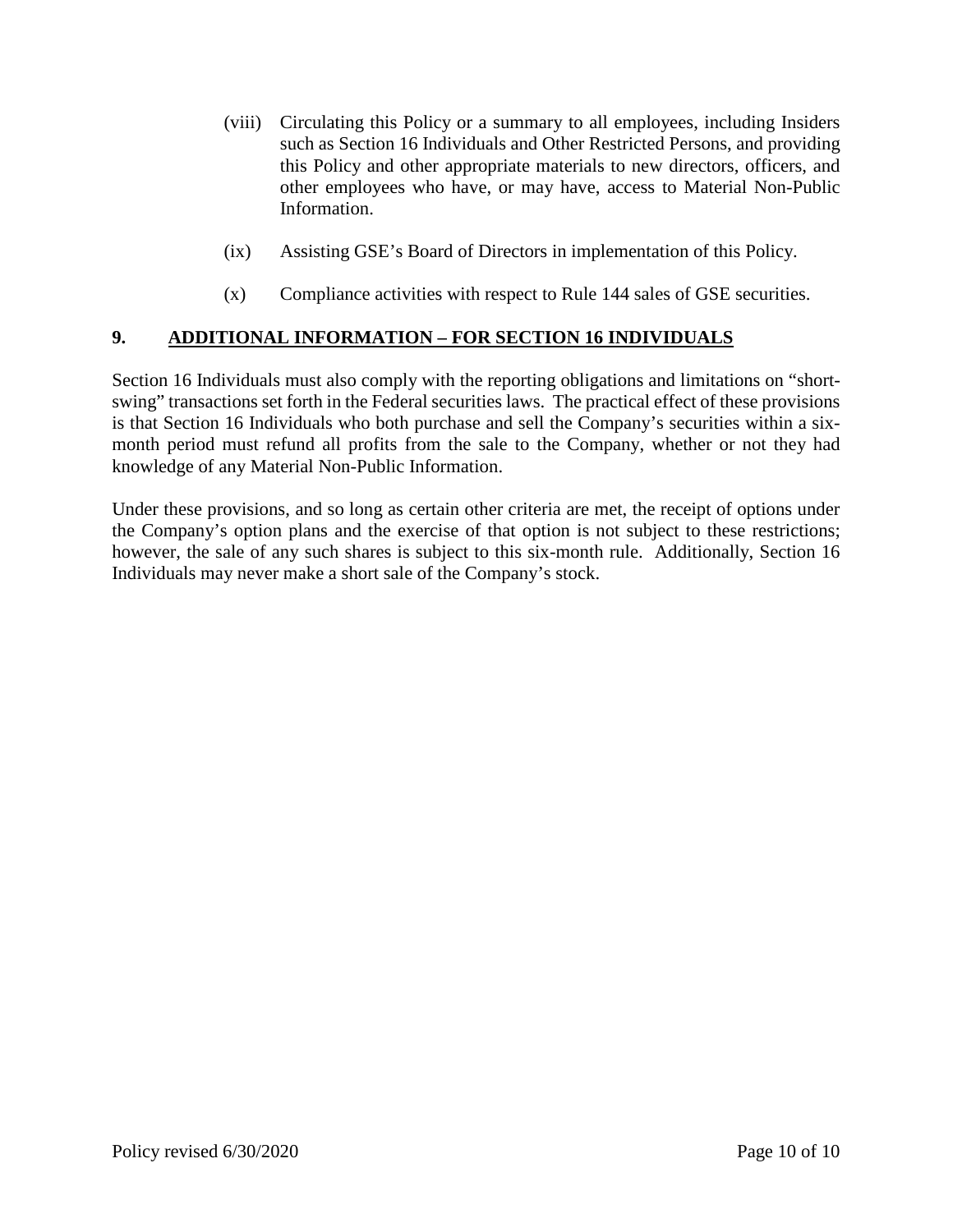(viii) Circulating this Policy or a summary to all employees, including Insiders such as Section 16 Individuals and Other Restricted Persons, and providing this Policy and other appropriate materials to new directors, officers, and other employees who have, or may have, access to Material Non-Public Information.

(ix) Assisting GSE's Board of Directors in implementation of this Policy.

(x) Compliance activities with respect to Rule 144 sales of GSE securities.

## 9. ADDITIONAL INFORMATION – FOR SECTION 16 INDIVIDUALS

Section 16 Individuals must also comply with the reporting obligations and limitations on "short-swing" transactions set forth in the Federal securities laws. The practical effect of these provisions is that Section 16 Individuals who both purchase and sell the Company's securities within a six-month period must refund all profits from the sale to the Company, whether or not they had knowledge of any Material Non-Public Information.

Under these provisions, and so long as certain other criteria are met, the receipt of options under the Company's option plans and the exercise of that option is not subject to these restrictions; however, the sale of any such shares is subject to this six-month rule. Additionally, Section 16 Individuals may never make a short sale of the Company's stock.

Policy revised 6/30/2020